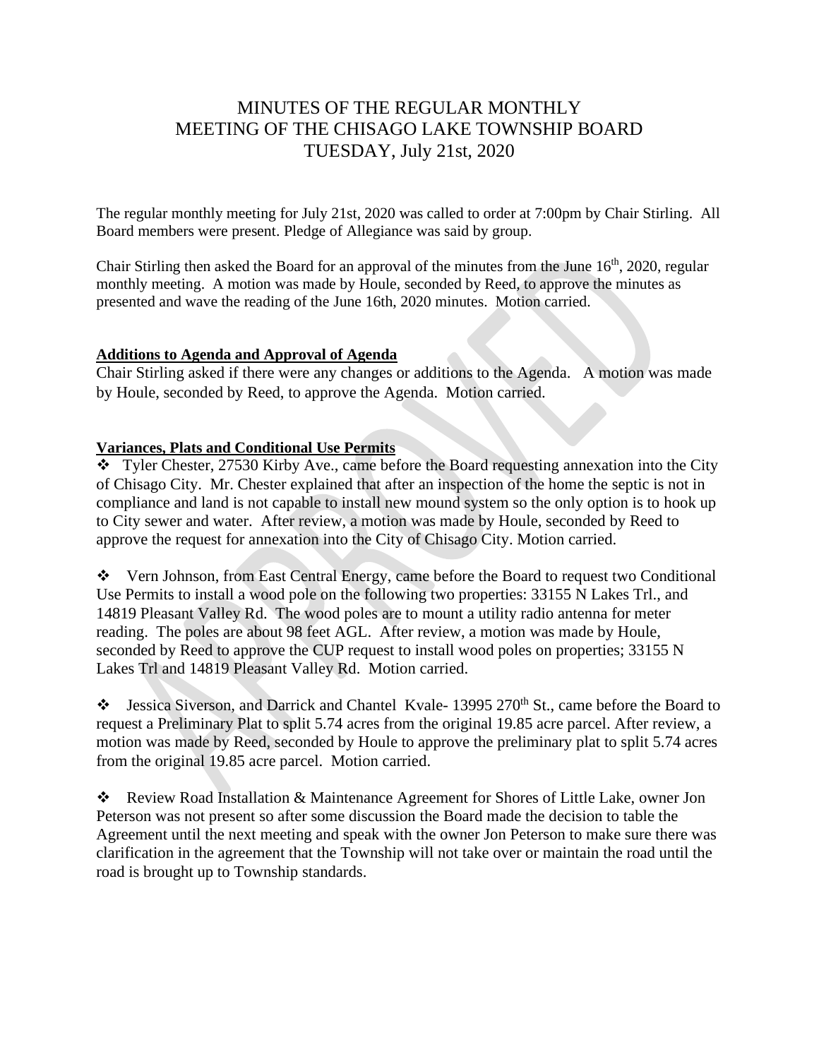# MINUTES OF THE REGULAR MONTHLY MEETING OF THE CHISAGO LAKE TOWNSHIP BOARD TUESDAY, July 21st, 2020

The regular monthly meeting for July 21st, 2020 was called to order at 7:00pm by Chair Stirling. All Board members were present. Pledge of Allegiance was said by group.

Chair Stirling then asked the Board for an approval of the minutes from the June 16th, 2020, regular monthly meeting. A motion was made by Houle, seconded by Reed, to approve the minutes as presented and wave the reading of the June 16th, 2020 minutes. Motion carried.

**Additions to Agenda and Approval of Agenda**

Chair Stirling asked if there were any changes or additions to the Agenda. A motion was made by Houle, seconded by Reed, to approve the Agenda. Motion carried.

**Variances, Plats and Conditional Use Permits**

- Tyler Chester, 27530 Kirby Ave., came before the Board requesting annexation into the City of Chisago City. Mr. Chester explained that after an inspection of the home the septic is not in compliance and land is not capable to install new mound system so the only option is to hook up to City sewer and water. After review, a motion was made by Houle, seconded by Reed to approve the request for annexation into the City of Chisago City. Motion carried.

- Vern Johnson, from East Central Energy, came before the Board to request two Conditional Use Permits to install a wood pole on the following two properties: 33155 N Lakes Trl., and 14819 Pleasant Valley Rd. The wood poles are to mount a utility radio antenna for meter reading. The poles are about 98 feet AGL. After review, a motion was made by Houle, seconded by Reed to approve the CUP request to install wood poles on properties; 33155 N Lakes Trl and 14819 Pleasant Valley Rd. Motion carried.

- Jessica Siverson, and Darrick and Chantel Kvale- 13995 270th St., came before the Board to request a Preliminary Plat to split 5.74 acres from the original 19.85 acre parcel. After review, a motion was made by Reed, seconded by Houle to approve the preliminary plat to split 5.74 acres from the original 19.85 acre parcel. Motion carried.

- Review Road Installation & Maintenance Agreement for Shores of Little Lake, owner Jon Peterson was not present so after some discussion the Board made the decision to table the Agreement until the next meeting and speak with the owner Jon Peterson to make sure there was clarification in the agreement that the Township will not take over or maintain the road until the road is brought up to Township standards.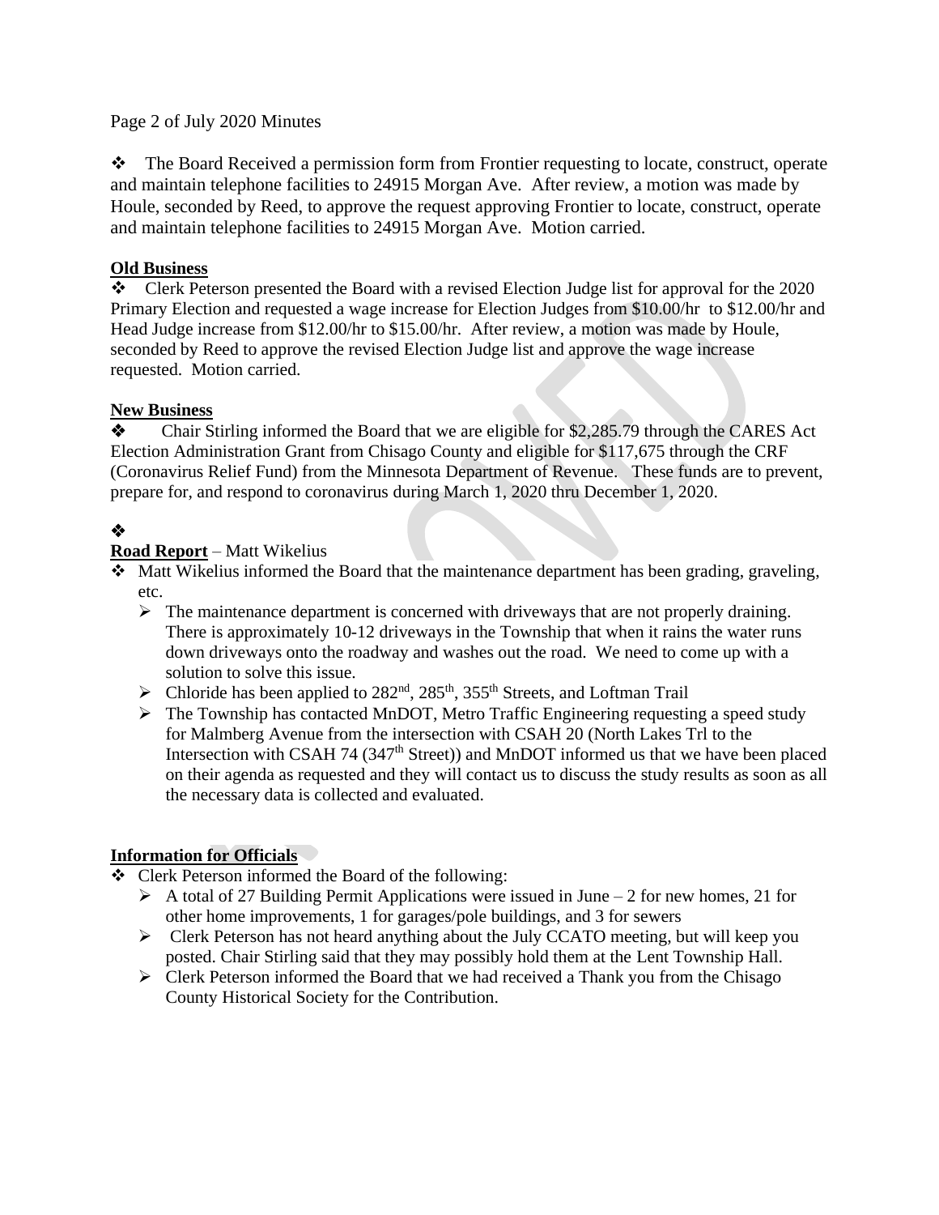Page 2 of July 2020 Minutes

- The Board Received a permission form from Frontier requesting to locate, construct, operate and maintain telephone facilities to 24915 Morgan Ave. After review, a motion was made by Houle, seconded by Reed, to approve the request approving Frontier to locate, construct, operate and maintain telephone facilities to 24915 Morgan Ave. Motion carried.

**Old Business**

- Clerk Peterson presented the Board with a revised Election Judge list for approval for the 2020 Primary Election and requested a wage increase for Election Judges from $10.00/hr to $12.00/hr and Head Judge increase from $12.00/hr to $15.00/hr. After review, a motion was made by Houle, seconded by Reed to approve the revised Election Judge list and approve the wage increase requested. Motion carried.

**New Business**

- Chair Stirling informed the Board that we are eligible for $2,285.79 through the CARES Act Election Administration Grant from Chisago County and eligible for $117,675 through the CRF (Coronavirus Relief Fund) from the Minnesota Department of Revenue. These funds are to prevent, prepare for, and respond to coronavirus during March 1, 2020 thru December 1, 2020.

- 

**Road Report** – Matt Wikelius

- Matt Wikelius informed the Board that the maintenance department has been grading, graveling, etc.
  - The maintenance department is concerned with driveways that are not properly draining. There is approximately 10-12 driveways in the Township that when it rains the water runs down driveways onto the roadway and washes out the road. We need to come up with a solution to solve this issue.
  - Chloride has been applied to 282nd, 285th, 355th Streets, and Loftman Trail
  - The Township has contacted MnDOT, Metro Traffic Engineering requesting a speed study for Malmberg Avenue from the intersection with CSAH 20 (North Lakes Trl to the Intersection with CSAH 74 (347th Street)) and MnDOT informed us that we have been placed on their agenda as requested and they will contact us to discuss the study results as soon as all the necessary data is collected and evaluated.

**Information for Officials**

- Clerk Peterson informed the Board of the following:
  - A total of 27 Building Permit Applications were issued in June – 2 for new homes, 21 for other home improvements, 1 for garages/pole buildings, and 3 for sewers
  - Clerk Peterson has not heard anything about the July CCATO meeting, but will keep you posted. Chair Stirling said that they may possibly hold them at the Lent Township Hall.
  - Clerk Peterson informed the Board that we had received a Thank you from the Chisago County Historical Society for the Contribution.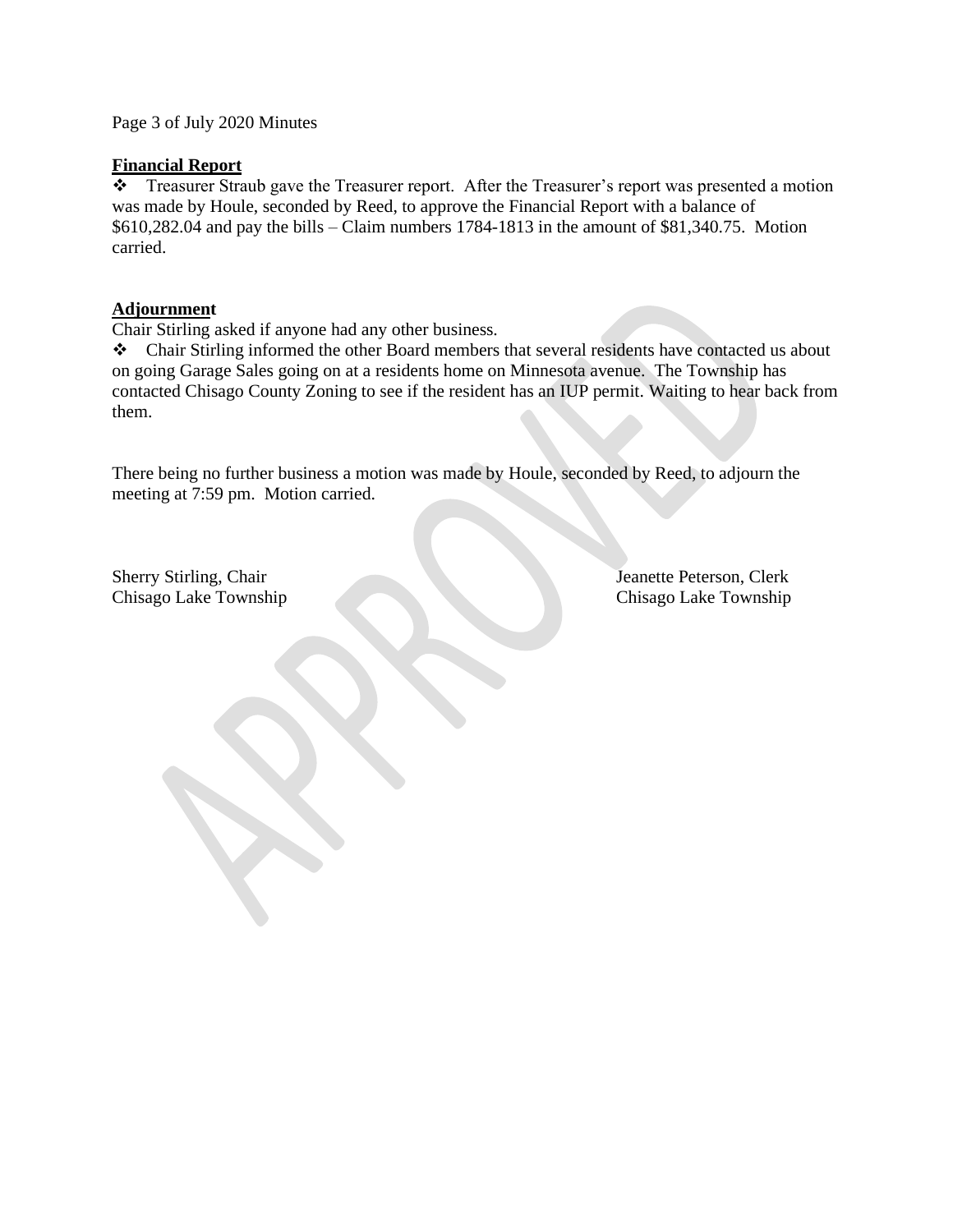Page 3 of July 2020 Minutes

**Financial Report**

❖ Treasurer Straub gave the Treasurer report. After the Treasurer's report was presented a motion was made by Houle, seconded by Reed, to approve the Financial Report with a balance of $610,282.04 and pay the bills – Claim numbers 1784-1813 in the amount of $81,340.75. Motion carried.

**Adjournment**

Chair Stirling asked if anyone had any other business.

❖ Chair Stirling informed the other Board members that several residents have contacted us about on going Garage Sales going on at a residents home on Minnesota avenue. The Township has contacted Chisago County Zoning to see if the resident has an IUP permit. Waiting to hear back from them.

There being no further business a motion was made by Houle, seconded by Reed, to adjourn the meeting at 7:59 pm. Motion carried.

Sherry Stirling, Chair
Chisago Lake Township

Jeanette Peterson, Clerk
Chisago Lake Township

APPROVED